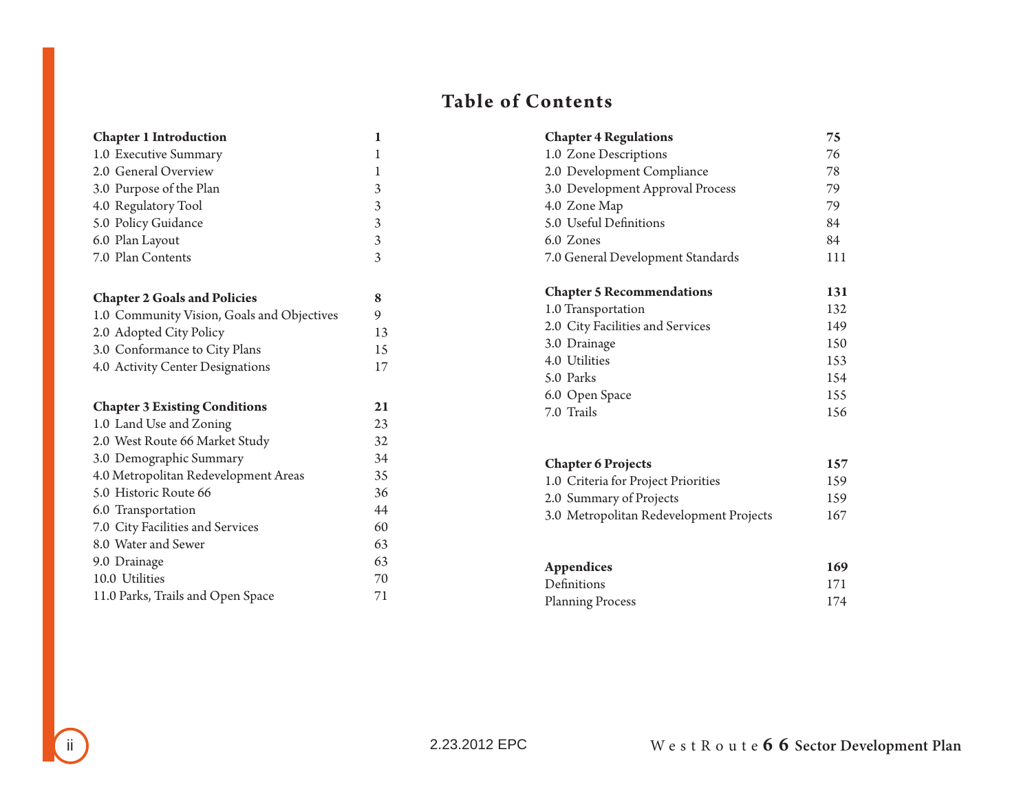# Table of Contents

| **Chapter 1 Introduction** | **1** |
|---|---|
| 1.0 Executive Summary | 1 |
| 2.0 General Overview | 1 |
| 3.0 Purpose of the Plan | 3 |
| 4.0 Regulatory Tool | 3 |
| 5.0 Policy Guidance | 3 |
| 6.0 Plan Layout | 3 |
| 7.0 Plan Contents | 3 |

| **Chapter 2 Goals and Policies** | **8** |
|---|---|
| 1.0 Community Vision, Goals and Objectives | 9 |
| 2.0 Adopted City Policy | 13 |
| 3.0 Conformance to City Plans | 15 |
| 4.0 Activity Center Designations | 17 |

| **Chapter 3 Existing Conditions** | **21** |
|---|---|
| 1.0 Land Use and Zoning | 23 |
| 2.0 West Route 66 Market Study | 32 |
| 3.0 Demographic Summary | 34 |
| 4.0 Metropolitan Redevelopment Areas | 35 |
| 5.0 Historic Route 66 | 36 |
| 6.0 Transportation | 44 |
| 7.0 City Facilities and Services | 60 |
| 8.0 Water and Sewer | 63 |
| 9.0 Drainage | 63 |
| 10.0 Utilities | 70 |
| 11.0 Parks, Trails and Open Space | 71 |

| **Chapter 4 Regulations** | **75** |
|---|---|
| 1.0 Zone Descriptions | 76 |
| 2.0 Development Compliance | 78 |
| 3.0 Development Approval Process | 79 |
| 4.0 Zone Map | 79 |
| 5.0 Useful Definitions | 84 |
| 6.0 Zones | 84 |
| 7.0 General Development Standards | 111 |

| **Chapter 5 Recommendations** | **131** |
|---|---|
| 1.0 Transportation | 132 |
| 2.0 City Facilities and Services | 149 |
| 3.0 Drainage | 150 |
| 4.0 Utilities | 153 |
| 5.0 Parks | 154 |
| 6.0 Open Space | 155 |
| 7.0 Trails | 156 |

| **Chapter 6 Projects** | **157** |
|---|---|
| 1.0 Criteria for Project Priorities | 159 |
| 2.0 Summary of Projects | 159 |
| 3.0 Metropolitan Redevelopment Projects | 167 |

| **Appendices** | **169** |
|---|---|
| Definitions | 171 |
| Planning Process | 174 |

2.23.2012 EPC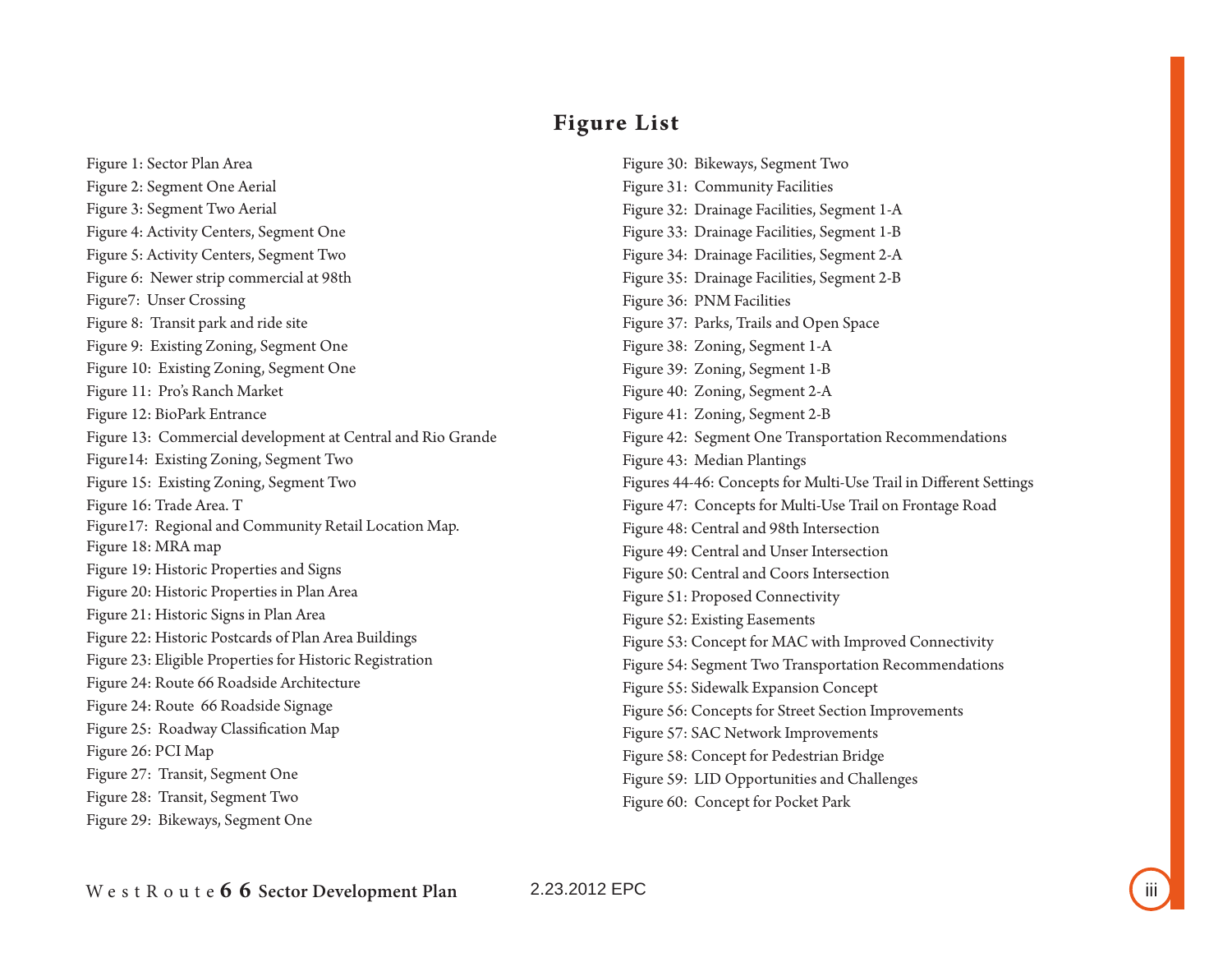## Figure List

Figure 1: Sector Plan Area
Figure 2: Segment One Aerial
Figure 3: Segment Two Aerial
Figure 4: Activity Centers, Segment One
Figure 5: Activity Centers, Segment Two
Figure 6: Newer strip commercial at 98th
Figure7: Unser Crossing
Figure 8: Transit park and ride site
Figure 9: Existing Zoning, Segment One
Figure 10: Existing Zoning, Segment One
Figure 11: Pro's Ranch Market
Figure 12: BioPark Entrance
Figure 13: Commercial development at Central and Rio Grande
Figure14: Existing Zoning, Segment Two
Figure 15: Existing Zoning, Segment Two
Figure 16: Trade Area. T
Figure17: Regional and Community Retail Location Map.
Figure 18: MRA map
Figure 19: Historic Properties and Signs
Figure 20: Historic Properties in Plan Area
Figure 21: Historic Signs in Plan Area
Figure 22: Historic Postcards of Plan Area Buildings
Figure 23: Eligible Properties for Historic Registration
Figure 24: Route 66 Roadside Architecture
Figure 24: Route 66 Roadside Signage
Figure 25: Roadway Classification Map
Figure 26: PCI Map
Figure 27: Transit, Segment One
Figure 28: Transit, Segment Two
Figure 29: Bikeways, Segment One
Figure 30: Bikeways, Segment Two
Figure 31: Community Facilities
Figure 32: Drainage Facilities, Segment 1-A
Figure 33: Drainage Facilities, Segment 1-B
Figure 34: Drainage Facilities, Segment 2-A
Figure 35: Drainage Facilities, Segment 2-B
Figure 36: PNM Facilities
Figure 37: Parks, Trails and Open Space
Figure 38: Zoning, Segment 1-A
Figure 39: Zoning, Segment 1-B
Figure 40: Zoning, Segment 2-A
Figure 41: Zoning, Segment 2-B
Figure 42: Segment One Transportation Recommendations
Figure 43: Median Plantings
Figures 44-46: Concepts for Multi-Use Trail in Different Settings
Figure 47: Concepts for Multi-Use Trail on Frontage Road
Figure 48: Central and 98th Intersection
Figure 49: Central and Unser Intersection
Figure 50: Central and Coors Intersection
Figure 51: Proposed Connectivity
Figure 52: Existing Easements
Figure 53: Concept for MAC with Improved Connectivity
Figure 54: Segment Two Transportation Recommendations
Figure 55: Sidewalk Expansion Concept
Figure 56: Concepts for Street Section Improvements
Figure 57: SAC Network Improvements
Figure 58: Concept for Pedestrian Bridge
Figure 59: LID Opportunities and Challenges
Figure 60: Concept for Pocket Park